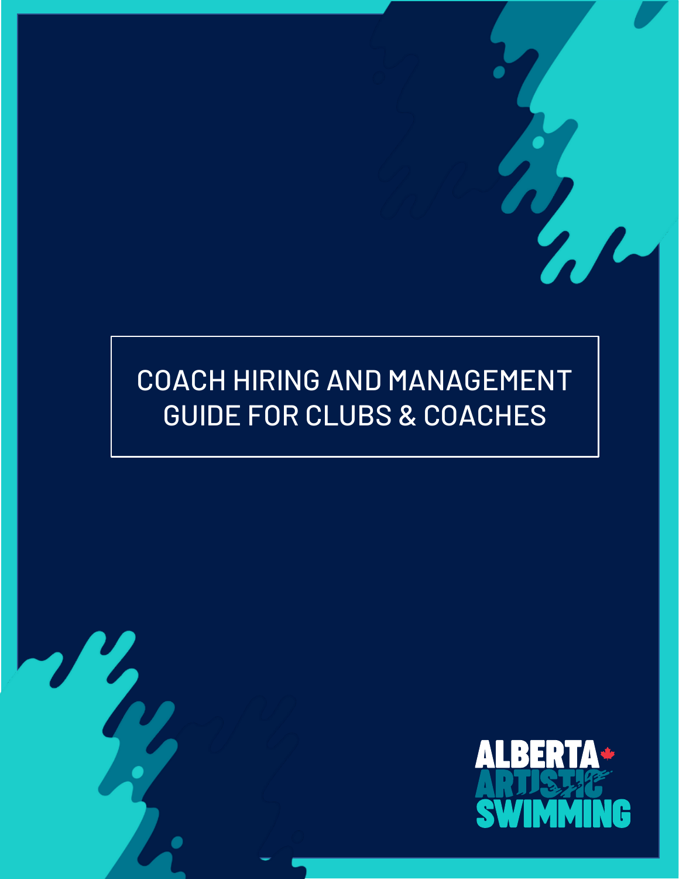# COACH HIRING AND MANAGEMENT GUIDE FOR CLUBS & COACHES

ALBERTA ARTISTIC SWIMMING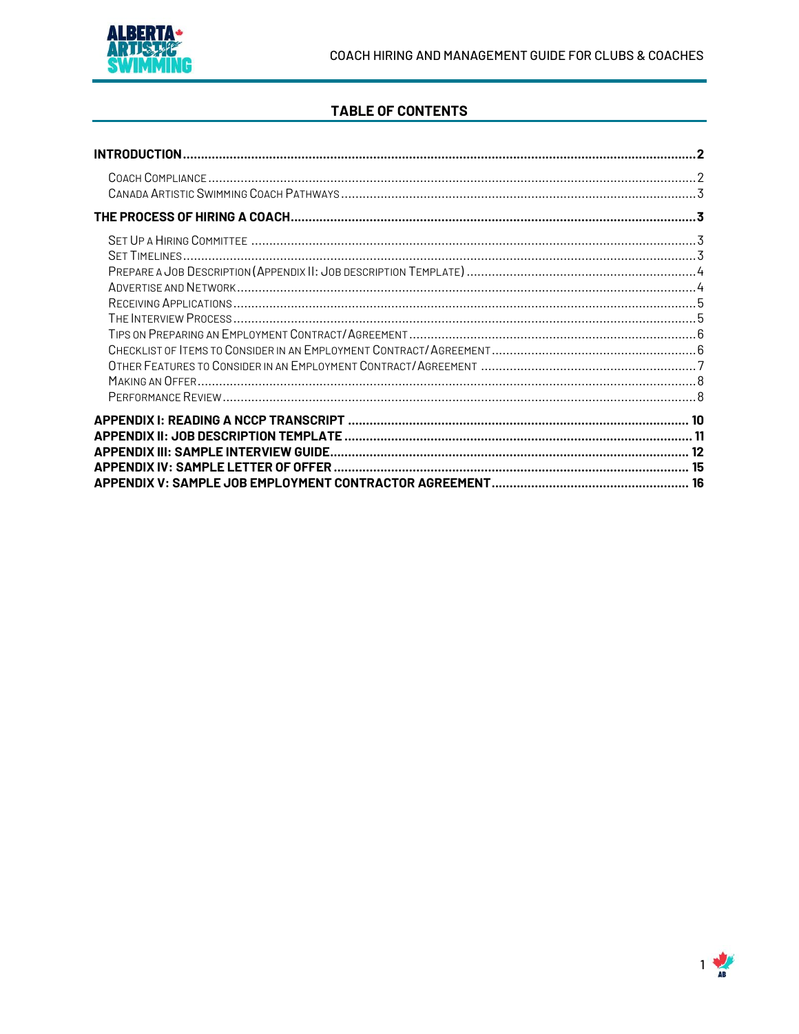## TABLE OF CONTENTS

**INTRODUCTION** .......... **2**

- Coach Compliance .......... 2
- Canada Artistic Swimming Coach Pathways .......... 3

**THE PROCESS OF HIRING A COACH** .......... **3**

- Set Up a Hiring Committee .......... 3
- Set Timelines .......... 3
- Prepare a Job Description (Appendix II: Job description Template) .......... 4
- Advertise and Network .......... 4
- Receiving Applications .......... 5
- The Interview Process .......... 5
- Tips on Preparing an Employment Contract/Agreement .......... 6
- Checklist of Items to Consider in an Employment Contract/Agreement .......... 6
- Other Features to Consider in an Employment Contract/Agreement .......... 7
- Making an Offer .......... 8
- Performance Review .......... 8

**APPENDIX I: READING A NCCP TRANSCRIPT** .......... **10**

**APPENDIX II: JOB DESCRIPTION TEMPLATE** .......... **11**

**APPENDIX III: SAMPLE INTERVIEW GUIDE** .......... **12**

**APPENDIX IV: SAMPLE LETTER OF OFFER** .......... **15**

**APPENDIX V: SAMPLE JOB EMPLOYMENT CONTRACTOR AGREEMENT** .......... **16**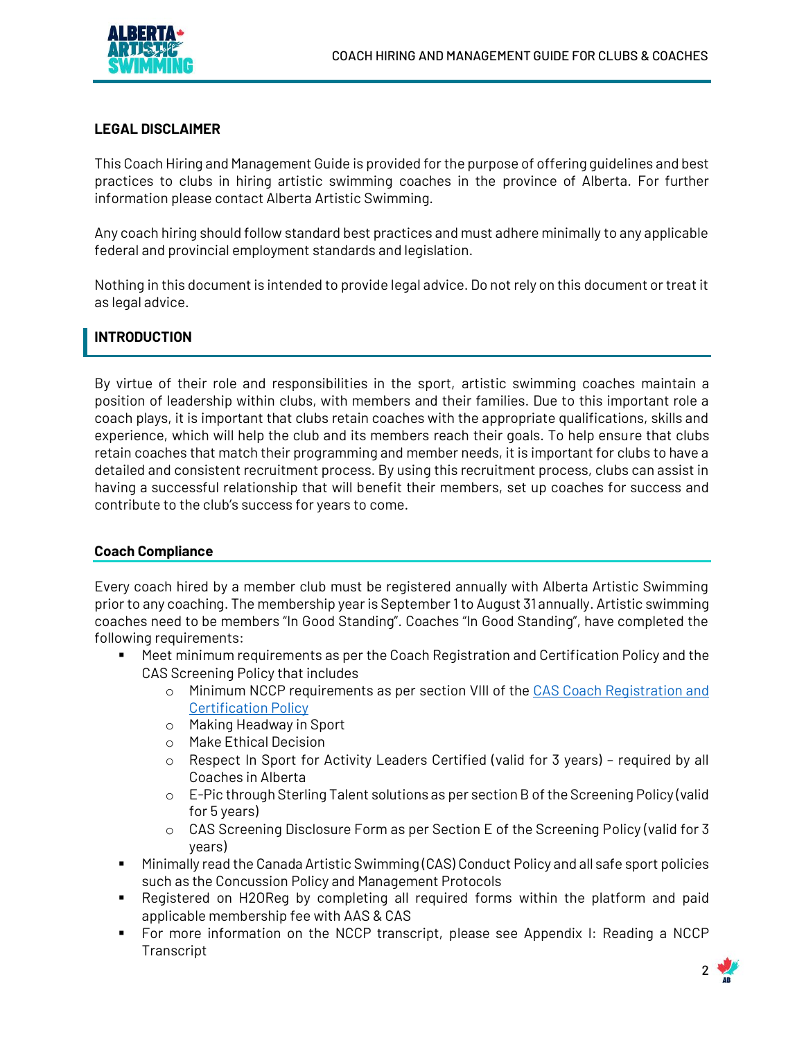## LEGAL DISCLAIMER

This Coach Hiring and Management Guide is provided for the purpose of offering guidelines and best practices to clubs in hiring artistic swimming coaches in the province of Alberta. For further information please contact Alberta Artistic Swimming.

Any coach hiring should follow standard best practices and must adhere minimally to any applicable federal and provincial employment standards and legislation.

Nothing in this document is intended to provide legal advice. Do not rely on this document or treat it as legal advice.

## INTRODUCTION

By virtue of their role and responsibilities in the sport, artistic swimming coaches maintain a position of leadership within clubs, with members and their families. Due to this important role a coach plays, it is important that clubs retain coaches with the appropriate qualifications, skills and experience, which will help the club and its members reach their goals. To help ensure that clubs retain coaches that match their programming and member needs, it is important for clubs to have a detailed and consistent recruitment process. By using this recruitment process, clubs can assist in having a successful relationship that will benefit their members, set up coaches for success and contribute to the club's success for years to come.

### Coach Compliance

Every coach hired by a member club must be registered annually with Alberta Artistic Swimming prior to any coaching. The membership year is September 1 to August 31 annually. Artistic swimming coaches need to be members "In Good Standing". Coaches "In Good Standing", have completed the following requirements:

- Meet minimum requirements as per the Coach Registration and Certification Policy and the CAS Screening Policy that includes
    - Minimum NCCP requirements as per section VIII of the CAS Coach Registration and Certification Policy
    - Making Headway in Sport
    - Make Ethical Decision
    - Respect In Sport for Activity Leaders Certified (valid for 3 years) – required by all Coaches in Alberta
    - E-Pic through Sterling Talent solutions as per section B of the Screening Policy (valid for 5 years)
    - CAS Screening Disclosure Form as per Section E of the Screening Policy (valid for 3 years)
- Minimally read the Canada Artistic Swimming (CAS) Conduct Policy and all safe sport policies such as the Concussion Policy and Management Protocols
- Registered on H2OReg by completing all required forms within the platform and paid applicable membership fee with AAS & CAS
- For more information on the NCCP transcript, please see Appendix I: Reading a NCCP Transcript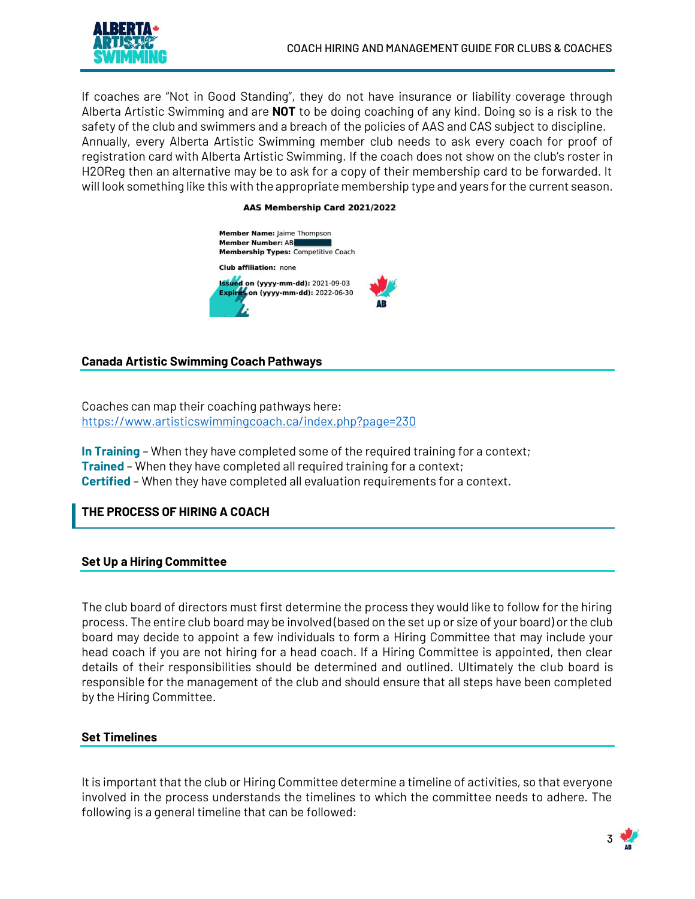If coaches are "Not in Good Standing", they do not have insurance or liability coverage through Alberta Artistic Swimming and are **NOT** to be doing coaching of any kind. Doing so is a risk to the safety of the club and swimmers and a breach of the policies of AAS and CAS subject to discipline. Annually, every Alberta Artistic Swimming member club needs to ask every coach for proof of registration card with Alberta Artistic Swimming. If the coach does not show on the club's roster in H2OReg then an alternative may be to ask for a copy of their membership card to be forwarded. It will look something like this with the appropriate membership type and years for the current season.

**AAS Membership Card 2021/2022**

**Member Name:** Jaime Thompson
**Member Number:** AB
**Membership Types:** Competitive Coach

**Club affiliation:** none

**Issued on (yyyy-mm-dd):** 2021-09-03
**Expires on (yyyy-mm-dd):** 2022-06-30

AB

### Canada Artistic Swimming Coach Pathways

Coaches can map their coaching pathways here:
https://www.artisticswimmingcoach.ca/index.php?page=230

**In Training** – When they have completed some of the required training for a context;
**Trained** – When they have completed all required training for a context;
**Certified** – When they have completed all evaluation requirements for a context.

## THE PROCESS OF HIRING A COACH

### Set Up a Hiring Committee

The club board of directors must first determine the process they would like to follow for the hiring process. The entire club board may be involved (based on the set up or size of your board) or the club board may decide to appoint a few individuals to form a Hiring Committee that may include your head coach if you are not hiring for a head coach. If a Hiring Committee is appointed, then clear details of their responsibilities should be determined and outlined. Ultimately the club board is responsible for the management of the club and should ensure that all steps have been completed by the Hiring Committee.

### Set Timelines

It is important that the club or Hiring Committee determine a timeline of activities, so that everyone involved in the process understands the timelines to which the committee needs to adhere. The following is a general timeline that can be followed: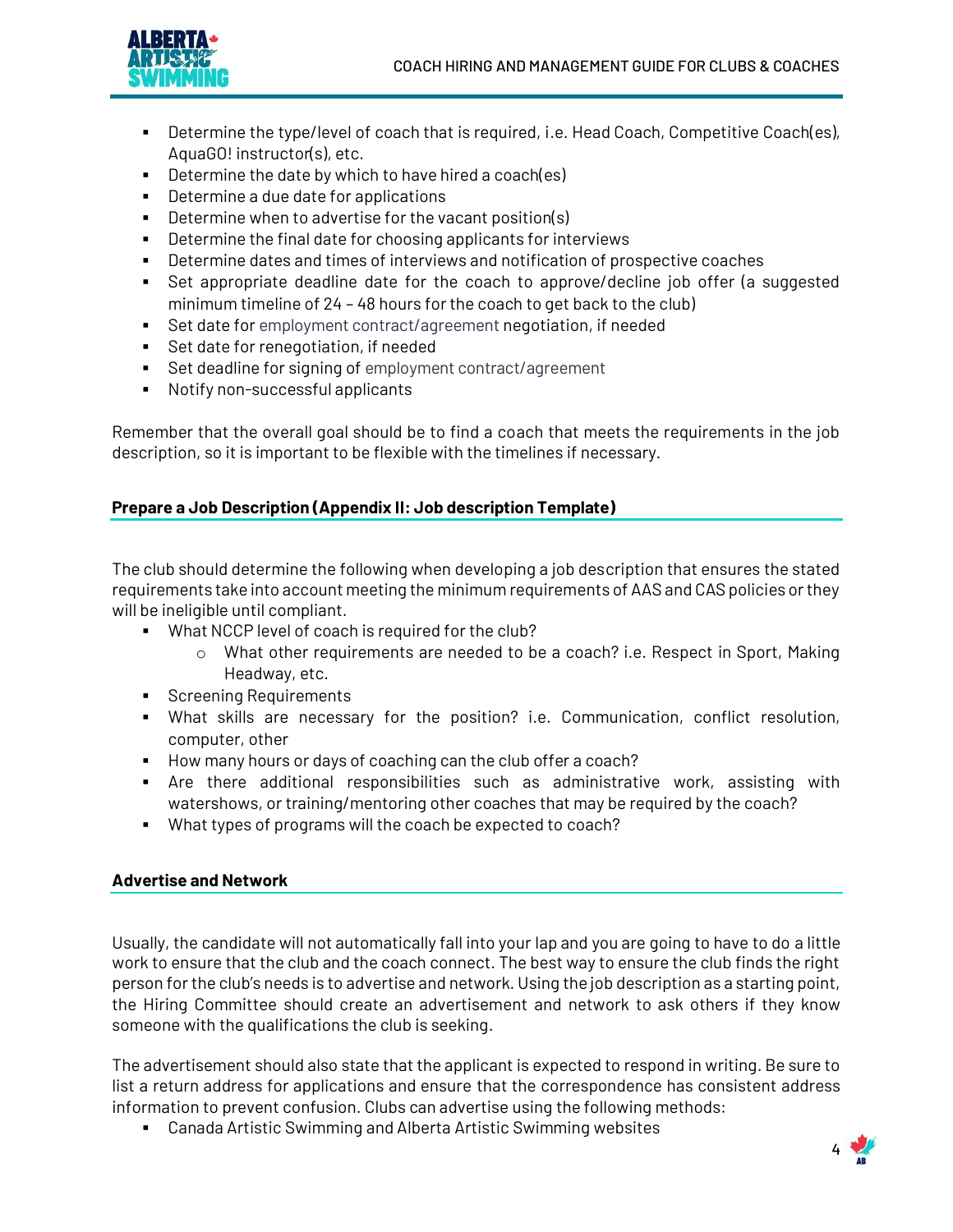- Determine the type/level of coach that is required, i.e. Head Coach, Competitive Coach(es), AquaGO! instructor(s), etc.
- Determine the date by which to have hired a coach(es)
- Determine a due date for applications
- Determine when to advertise for the vacant position(s)
- Determine the final date for choosing applicants for interviews
- Determine dates and times of interviews and notification of prospective coaches
- Set appropriate deadline date for the coach to approve/decline job offer (a suggested minimum timeline of 24 – 48 hours for the coach to get back to the club)
- Set date for employment contract/agreement negotiation, if needed
- Set date for renegotiation, if needed
- Set deadline for signing of employment contract/agreement
- Notify non-successful applicants

Remember that the overall goal should be to find a coach that meets the requirements in the job description, so it is important to be flexible with the timelines if necessary.

## Prepare a Job Description (Appendix II: Job description Template)

The club should determine the following when developing a job description that ensures the stated requirements take into account meeting the minimum requirements of AAS and CAS policies or they will be ineligible until compliant.

- What NCCP level of coach is required for the club?
    - What other requirements are needed to be a coach? i.e. Respect in Sport, Making Headway, etc.
- Screening Requirements
- What skills are necessary for the position? i.e. Communication, conflict resolution, computer, other
- How many hours or days of coaching can the club offer a coach?
- Are there additional responsibilities such as administrative work, assisting with watershows, or training/mentoring other coaches that may be required by the coach?
- What types of programs will the coach be expected to coach?

## Advertise and Network

Usually, the candidate will not automatically fall into your lap and you are going to have to do a little work to ensure that the club and the coach connect. The best way to ensure the club finds the right person for the club's needs is to advertise and network. Using the job description as a starting point, the Hiring Committee should create an advertisement and network to ask others if they know someone with the qualifications the club is seeking.

The advertisement should also state that the applicant is expected to respond in writing. Be sure to list a return address for applications and ensure that the correspondence has consistent address information to prevent confusion. Clubs can advertise using the following methods:

- Canada Artistic Swimming and Alberta Artistic Swimming websites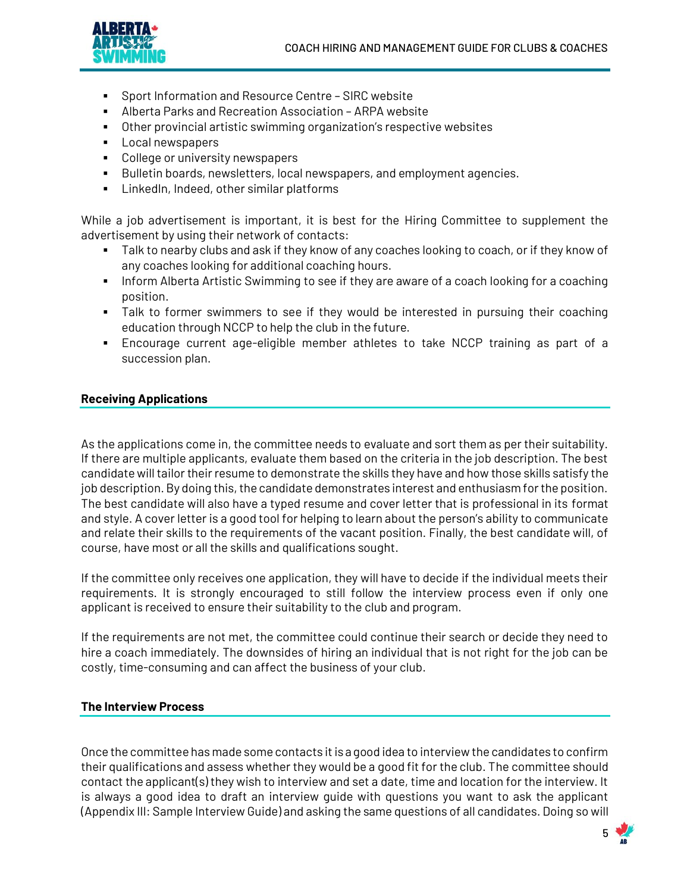- Sport Information and Resource Centre – SIRC website
- Alberta Parks and Recreation Association – ARPA website
- Other provincial artistic swimming organization's respective websites
- Local newspapers
- College or university newspapers
- Bulletin boards, newsletters, local newspapers, and employment agencies.
- LinkedIn, Indeed, other similar platforms

While a job advertisement is important, it is best for the Hiring Committee to supplement the advertisement by using their network of contacts:

- Talk to nearby clubs and ask if they know of any coaches looking to coach, or if they know of any coaches looking for additional coaching hours.
- Inform Alberta Artistic Swimming to see if they are aware of a coach looking for a coaching position.
- Talk to former swimmers to see if they would be interested in pursuing their coaching education through NCCP to help the club in the future.
- Encourage current age-eligible member athletes to take NCCP training as part of a succession plan.

**Receiving Applications**

As the applications come in, the committee needs to evaluate and sort them as per their suitability. If there are multiple applicants, evaluate them based on the criteria in the job description. The best candidate will tailor their resume to demonstrate the skills they have and how those skills satisfy the job description. By doing this, the candidate demonstrates interest and enthusiasm for the position. The best candidate will also have a typed resume and cover letter that is professional in its format and style. A cover letter is a good tool for helping to learn about the person's ability to communicate and relate their skills to the requirements of the vacant position. Finally, the best candidate will, of course, have most or all the skills and qualifications sought.

If the committee only receives one application, they will have to decide if the individual meets their requirements. It is strongly encouraged to still follow the interview process even if only one applicant is received to ensure their suitability to the club and program.

If the requirements are not met, the committee could continue their search or decide they need to hire a coach immediately. The downsides of hiring an individual that is not right for the job can be costly, time-consuming and can affect the business of your club.

**The Interview Process**

Once the committee has made some contacts it is a good idea to interview the candidates to confirm their qualifications and assess whether they would be a good fit for the club. The committee should contact the applicant(s) they wish to interview and set a date, time and location for the interview. It is always a good idea to draft an interview guide with questions you want to ask the applicant (Appendix III: Sample Interview Guide) and asking the same questions of all candidates. Doing so will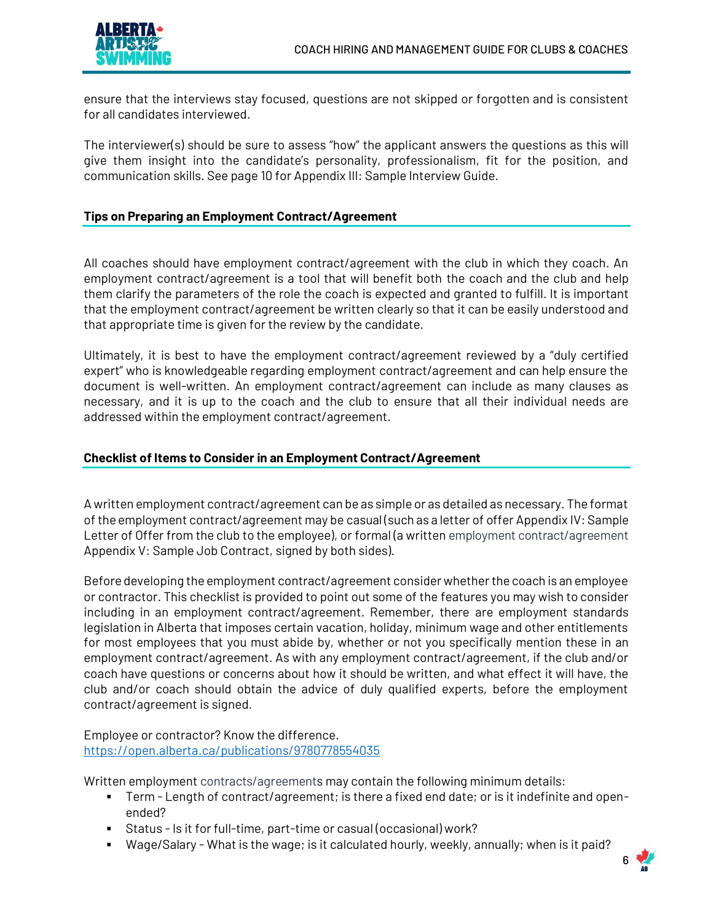ensure that the interviews stay focused, questions are not skipped or forgotten and is consistent for all candidates interviewed.

The interviewer(s) should be sure to assess "how" the applicant answers the questions as this will give them insight into the candidate's personality, professionalism, fit for the position, and communication skills. See page 10 for Appendix III: Sample Interview Guide.

### Tips on Preparing an Employment Contract/Agreement

All coaches should have employment contract/agreement with the club in which they coach. An employment contract/agreement is a tool that will benefit both the coach and the club and help them clarify the parameters of the role the coach is expected and granted to fulfill. It is important that the employment contract/agreement be written clearly so that it can be easily understood and that appropriate time is given for the review by the candidate.

Ultimately, it is best to have the employment contract/agreement reviewed by a "duly certified expert" who is knowledgeable regarding employment contract/agreement and can help ensure the document is well-written. An employment contract/agreement can include as many clauses as necessary, and it is up to the coach and the club to ensure that all their individual needs are addressed within the employment contract/agreement.

### Checklist of Items to Consider in an Employment Contract/Agreement

A written employment contract/agreement can be as simple or as detailed as necessary. The format of the employment contract/agreement may be casual (such as a letter of offer Appendix IV: Sample Letter of Offer from the club to the employee), or formal (a written employment contract/agreement Appendix V: Sample Job Contract, signed by both sides).

Before developing the employment contract/agreement consider whether the coach is an employee or contractor. This checklist is provided to point out some of the features you may wish to consider including in an employment contract/agreement. Remember, there are employment standards legislation in Alberta that imposes certain vacation, holiday, minimum wage and other entitlements for most employees that you must abide by, whether or not you specifically mention these in an employment contract/agreement. As with any employment contract/agreement, if the club and/or coach have questions or concerns about how it should be written, and what effect it will have, the club and/or coach should obtain the advice of duly qualified experts, before the employment contract/agreement is signed.

Employee or contractor? Know the difference.
https://open.alberta.ca/publications/9780778554035

Written employment contracts/agreements may contain the following minimum details:

- Term - Length of contract/agreement; is there a fixed end date; or is it indefinite and open-ended?
- Status - Is it for full-time, part-time or casual (occasional) work?
- Wage/Salary - What is the wage; is it calculated hourly, weekly, annually; when is it paid?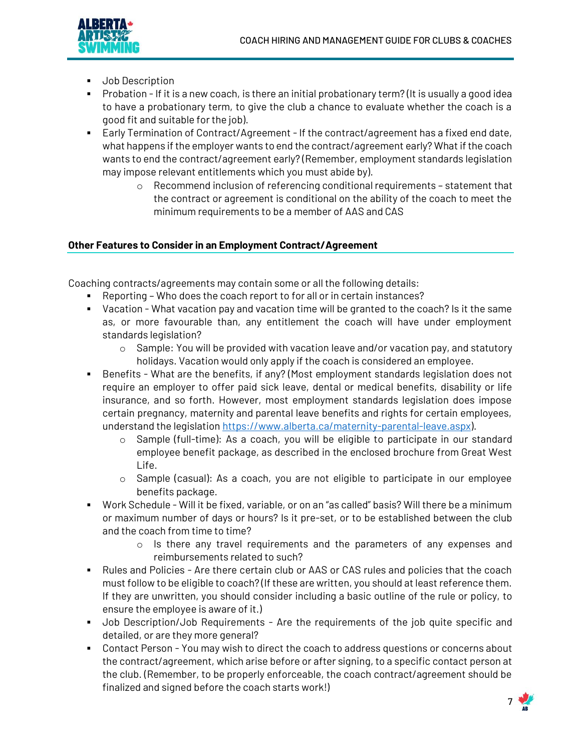- Job Description
- Probation - If it is a new coach, is there an initial probationary term? (It is usually a good idea to have a probationary term, to give the club a chance to evaluate whether the coach is a good fit and suitable for the job).
- Early Termination of Contract/Agreement - If the contract/agreement has a fixed end date, what happens if the employer wants to end the contract/agreement early? What if the coach wants to end the contract/agreement early? (Remember, employment standards legislation may impose relevant entitlements which you must abide by).
    - Recommend inclusion of referencing conditional requirements – statement that the contract or agreement is conditional on the ability of the coach to meet the minimum requirements to be a member of AAS and CAS

## Other Features to Consider in an Employment Contract/Agreement

Coaching contracts/agreements may contain some or all the following details:

- Reporting – Who does the coach report to for all or in certain instances?
- Vacation - What vacation pay and vacation time will be granted to the coach? Is it the same as, or more favourable than, any entitlement the coach will have under employment standards legislation?
    - Sample: You will be provided with vacation leave and/or vacation pay, and statutory holidays. Vacation would only apply if the coach is considered an employee.
- Benefits - What are the benefits, if any? (Most employment standards legislation does not require an employer to offer paid sick leave, dental or medical benefits, disability or life insurance, and so forth. However, most employment standards legislation does impose certain pregnancy, maternity and parental leave benefits and rights for certain employees, understand the legislation https://www.alberta.ca/maternity-parental-leave.aspx).
    - Sample (full-time): As a coach, you will be eligible to participate in our standard employee benefit package, as described in the enclosed brochure from Great West Life.
    - Sample (casual): As a coach, you are not eligible to participate in our employee benefits package.
- Work Schedule - Will it be fixed, variable, or on an "as called" basis? Will there be a minimum or maximum number of days or hours? Is it pre-set, or to be established between the club and the coach from time to time?
    - Is there any travel requirements and the parameters of any expenses and reimbursements related to such?
- Rules and Policies - Are there certain club or AAS or CAS rules and policies that the coach must follow to be eligible to coach? (If these are written, you should at least reference them. If they are unwritten, you should consider including a basic outline of the rule or policy, to ensure the employee is aware of it.)
- Job Description/Job Requirements - Are the requirements of the job quite specific and detailed, or are they more general?
- Contact Person - You may wish to direct the coach to address questions or concerns about the contract/agreement, which arise before or after signing, to a specific contact person at the club. (Remember, to be properly enforceable, the coach contract/agreement should be finalized and signed before the coach starts work!)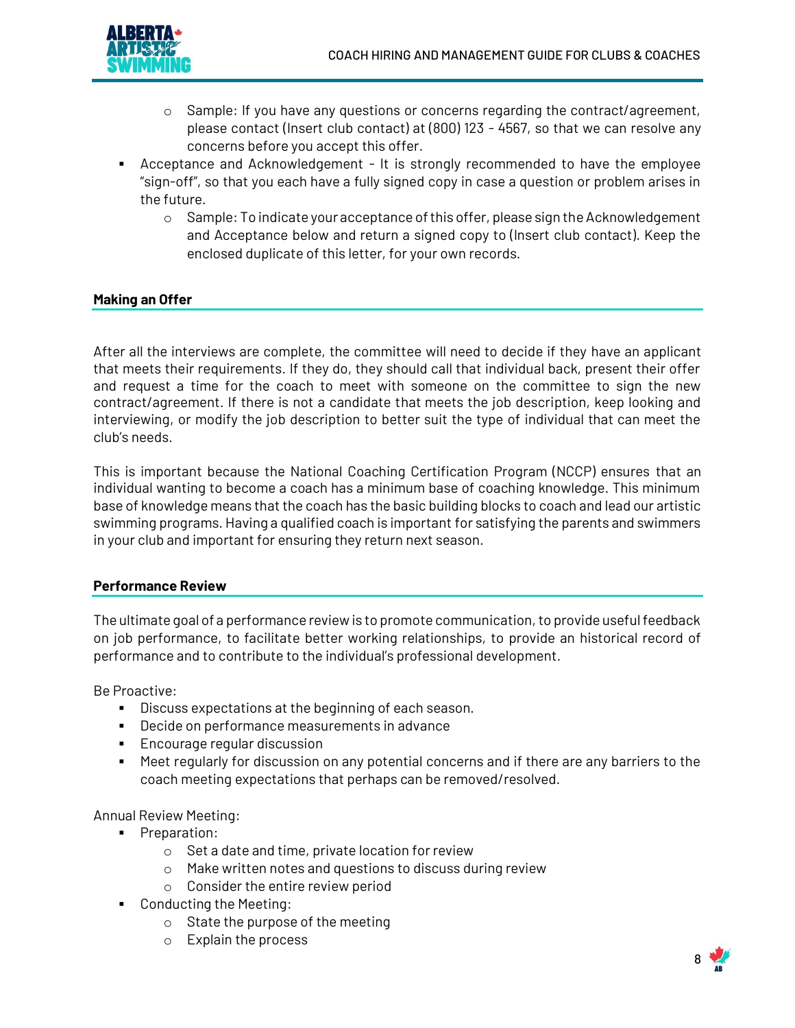- Sample: If you have any questions or concerns regarding the contract/agreement, please contact (Insert club contact) at (800) 123 - 4567, so that we can resolve any concerns before you accept this offer.
- Acceptance and Acknowledgement - It is strongly recommended to have the employee "sign-off", so that you each have a fully signed copy in case a question or problem arises in the future.
    - Sample: To indicate your acceptance of this offer, please sign the Acknowledgement and Acceptance below and return a signed copy to (Insert club contact). Keep the enclosed duplicate of this letter, for your own records.

## Making an Offer

After all the interviews are complete, the committee will need to decide if they have an applicant that meets their requirements. If they do, they should call that individual back, present their offer and request a time for the coach to meet with someone on the committee to sign the new contract/agreement. If there is not a candidate that meets the job description, keep looking and interviewing, or modify the job description to better suit the type of individual that can meet the club's needs.

This is important because the National Coaching Certification Program (NCCP) ensures that an individual wanting to become a coach has a minimum base of coaching knowledge. This minimum base of knowledge means that the coach has the basic building blocks to coach and lead our artistic swimming programs. Having a qualified coach is important for satisfying the parents and swimmers in your club and important for ensuring they return next season.

## Performance Review

The ultimate goal of a performance review is to promote communication, to provide useful feedback on job performance, to facilitate better working relationships, to provide an historical record of performance and to contribute to the individual's professional development.

Be Proactive:

- Discuss expectations at the beginning of each season.
- Decide on performance measurements in advance
- Encourage regular discussion
- Meet regularly for discussion on any potential concerns and if there are any barriers to the coach meeting expectations that perhaps can be removed/resolved.

Annual Review Meeting:

- Preparation:
    - Set a date and time, private location for review
    - Make written notes and questions to discuss during review
    - Consider the entire review period
- Conducting the Meeting:
    - State the purpose of the meeting
    - Explain the process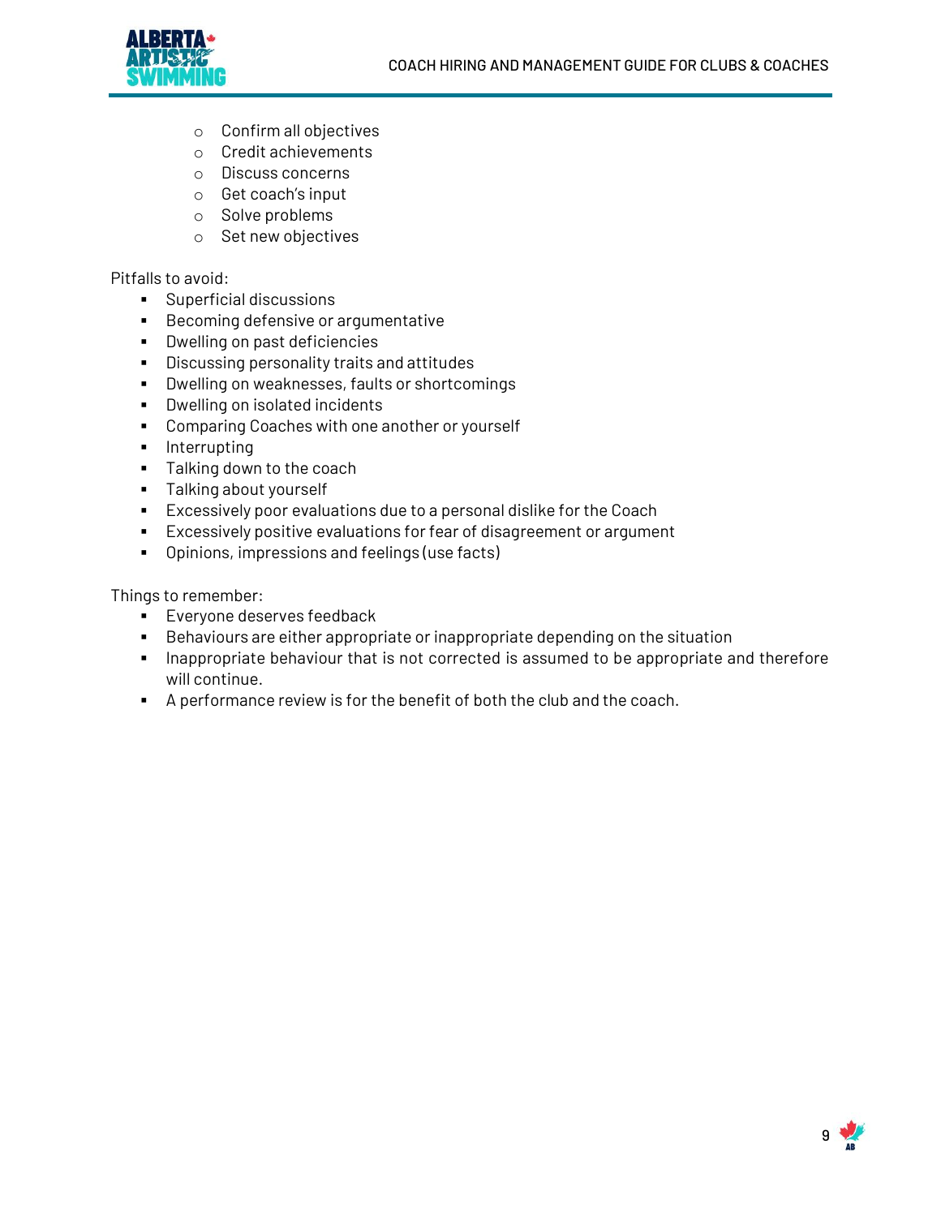- Confirm all objectives
  - Credit achievements
  - Discuss concerns
  - Get coach's input
  - Solve problems
  - Set new objectives

Pitfalls to avoid:

- Superficial discussions
- Becoming defensive or argumentative
- Dwelling on past deficiencies
- Discussing personality traits and attitudes
- Dwelling on weaknesses, faults or shortcomings
- Dwelling on isolated incidents
- Comparing Coaches with one another or yourself
- Interrupting
- Talking down to the coach
- Talking about yourself
- Excessively poor evaluations due to a personal dislike for the Coach
- Excessively positive evaluations for fear of disagreement or argument
- Opinions, impressions and feelings (use facts)

Things to remember:

- Everyone deserves feedback
- Behaviours are either appropriate or inappropriate depending on the situation
- Inappropriate behaviour that is not corrected is assumed to be appropriate and therefore will continue.
- A performance review is for the benefit of both the club and the coach.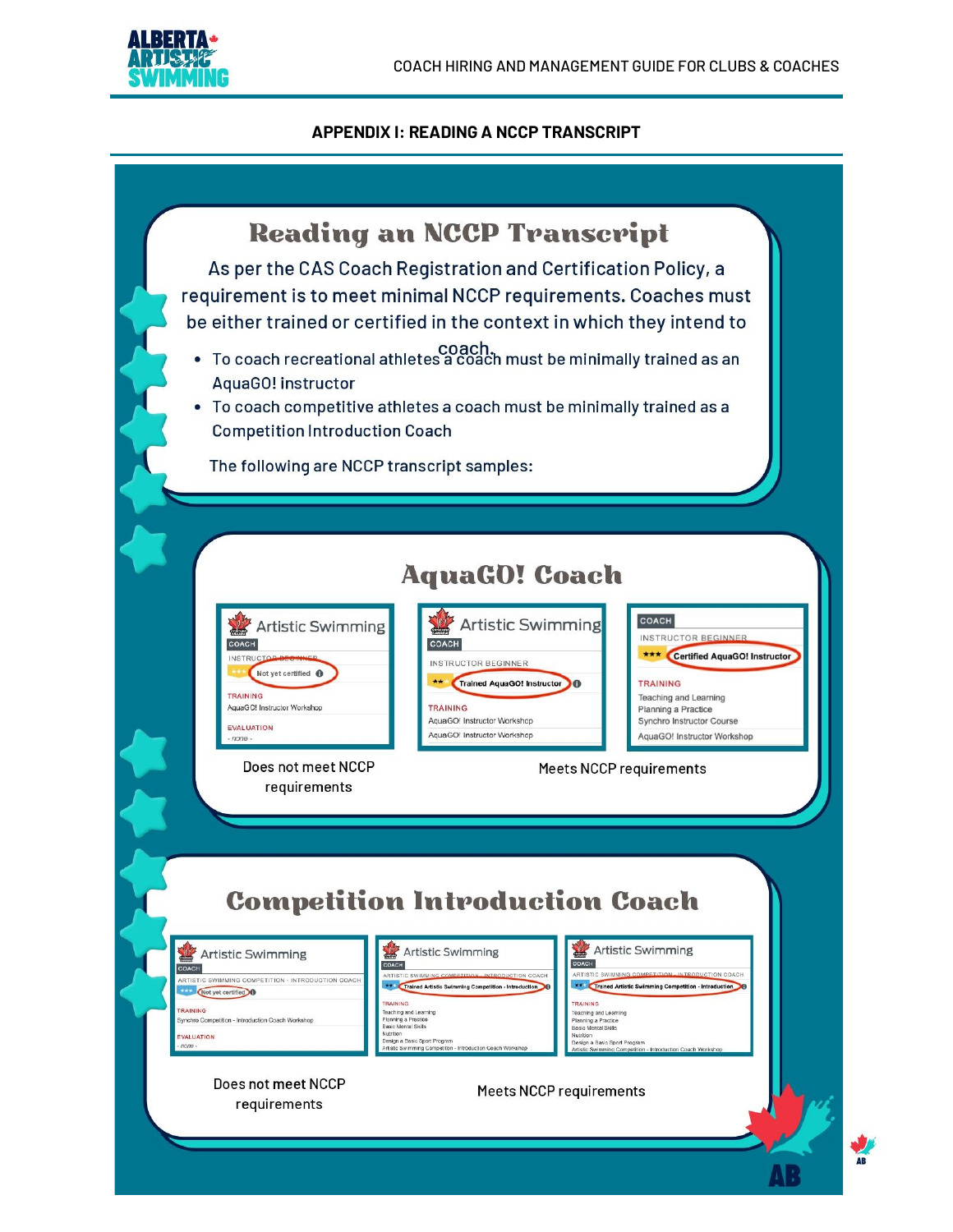## APPENDIX I: READING A NCCP TRANSCRIPT

# Reading an NCCP Transcript

As per the CAS Coach Registration and Certification Policy, a requirement is to meet minimal NCCP requirements. Coaches must be either trained or certified in the context in which they intend to coach.

- To coach recreational athletes a coach must be minimally trained as an AquaGO! instructor
- To coach competitive athletes a coach must be minimally trained as a Competition Introduction Coach

The following are NCCP transcript samples:

## AquaGO! Coach

Artistic Swimming
COACH
INSTRUCTOR BEGINNER
Not yet certified
TRAINING
AquaGO! Instructor Workshop
EVALUATION
- none -

Does not meet NCCP requirements

Artistic Swimming
COACH
INSTRUCTOR BEGINNER
Trained AquaGO! Instructor
TRAINING
AquaGO! Instructor Workshop
AquaGO! Instructor Workshop

COACH
INSTRUCTOR BEGINNER
Certified AquaGO! Instructor
TRAINING
Teaching and Learning
Planning a Practice
Synchro Instructor Course
AquaGO! Instructor Workshop

Meets NCCP requirements

## Competition Introduction Coach

Artistic Swimming
COACH
ARTISTIC SWIMMING COMPETITION - INTRODUCTION COACH
Not yet certified
TRAINING
Synchro Competition - Introduction Coach Workshop
EVALUATION
- none -

Does not meet NCCP requirements

Artistic Swimming
COACH
ARTISTIC SWIMMING COMPETITION - INTRODUCTION COACH
Trained Artistic Swimming Competition - Introduction
TRAINING
Teaching and Learning
Planning a Practice
Basic Mental Skills
Nutrition
Design a Basic Sport Program
Artistic Swimming Competition - Introduction Coach Workshop

Artistic Swimming
COACH
ARTISTIC SWIMMING COMPETITION - INTRODUCTION COACH
Trained Artistic Swimming Competition - Introduction
TRAINING
Teaching and Learning
Planning a Practice
Basic Mental Skills
Nutrition
Design a Basic Sport Program
Artistic Swimming Competition - Introduction Coach Workshop

Meets NCCP requirements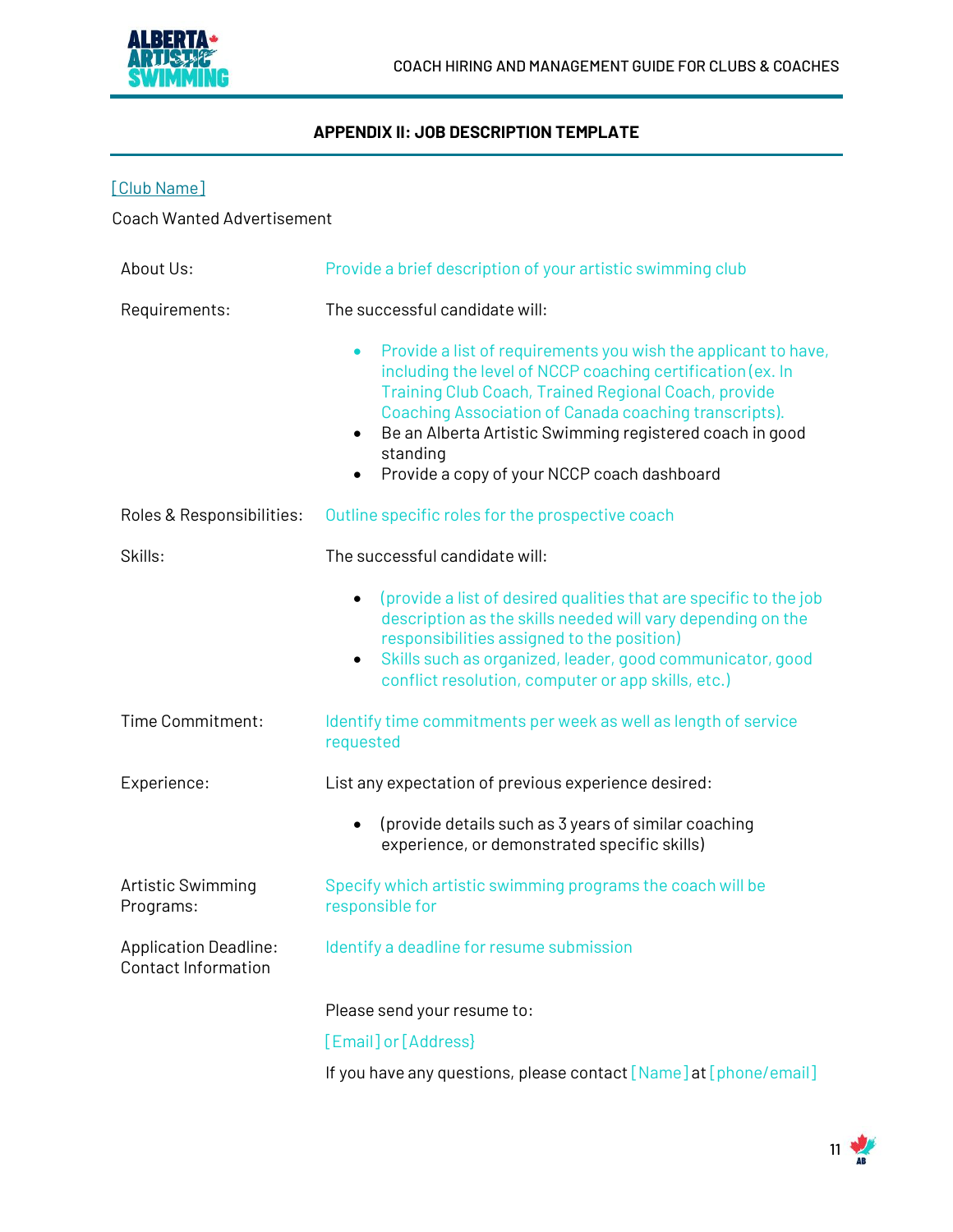## APPENDIX II: JOB DESCRIPTION TEMPLATE

[Club Name]

Coach Wanted Advertisement

| | |
|---|---|
| About Us: | Provide a brief description of your artistic swimming club |
| Requirements: | The successful candidate will:<br>• Provide a list of requirements you wish the applicant to have, including the level of NCCP coaching certification (ex. In Training Club Coach, Trained Regional Coach, provide Coaching Association of Canada coaching transcripts).<br>• Be an Alberta Artistic Swimming registered coach in good standing<br>• Provide a copy of your NCCP coach dashboard |
| Roles & Responsibilities: | Outline specific roles for the prospective coach |
| Skills: | The successful candidate will:<br>• (provide a list of desired qualities that are specific to the job description as the skills needed will vary depending on the responsibilities assigned to the position)<br>• Skills such as organized, leader, good communicator, good conflict resolution, computer or app skills, etc.) |
| Time Commitment: | Identify time commitments per week as well as length of service requested |
| Experience: | List any expectation of previous experience desired:<br>• (provide details such as 3 years of similar coaching experience, or demonstrated specific skills) |
| Artistic Swimming Programs: | Specify which artistic swimming programs the coach will be responsible for |
| Application Deadline: Contact Information | Identify a deadline for resume submission<br><br>Please send your resume to:<br>[Email] or [Address}<br>If you have any questions, please contact [Name] at [phone/email] |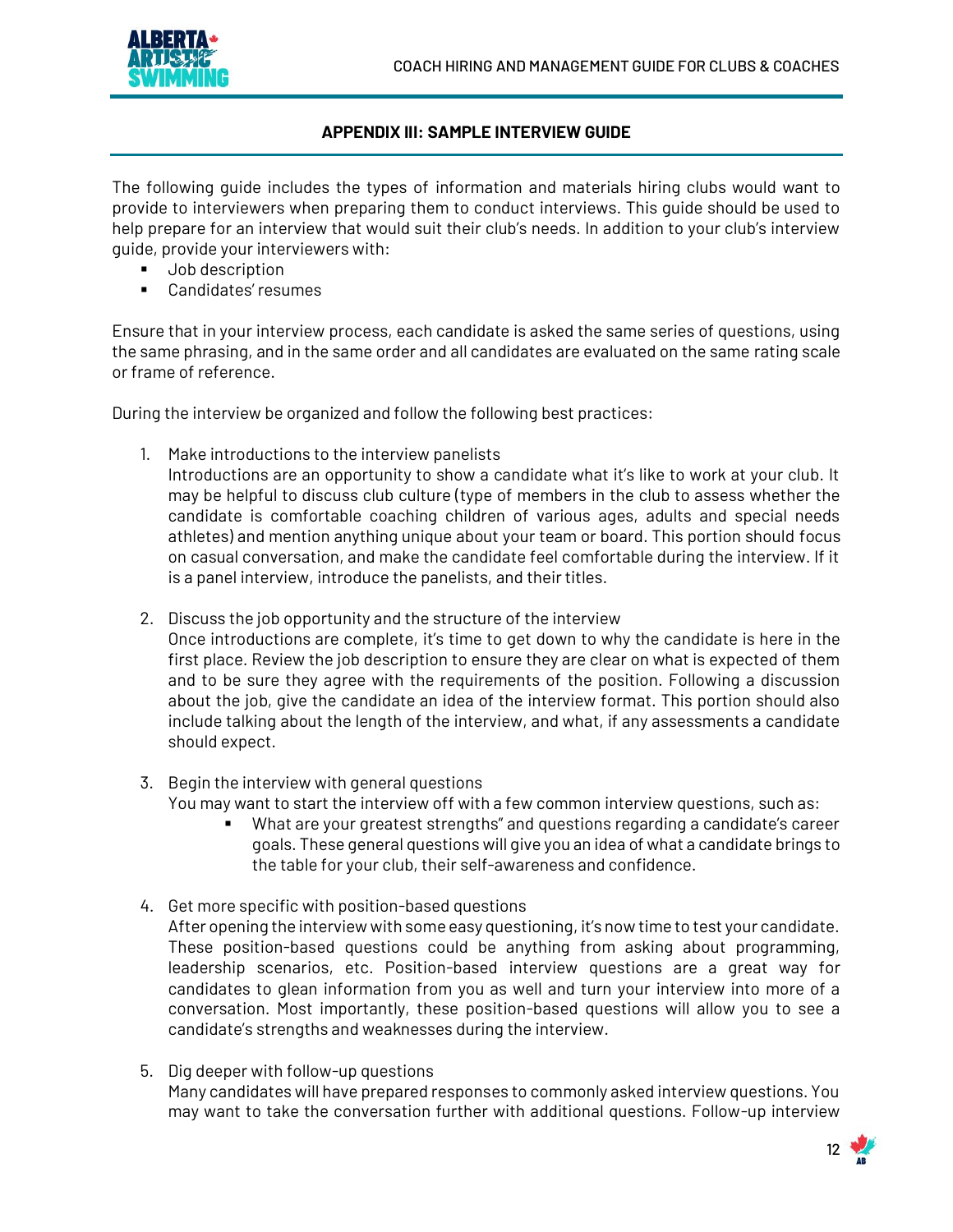## APPENDIX III: SAMPLE INTERVIEW GUIDE

The following guide includes the types of information and materials hiring clubs would want to provide to interviewers when preparing them to conduct interviews. This guide should be used to help prepare for an interview that would suit their club's needs. In addition to your club's interview guide, provide your interviewers with:

- Job description
- Candidates' resumes

Ensure that in your interview process, each candidate is asked the same series of questions, using the same phrasing, and in the same order and all candidates are evaluated on the same rating scale or frame of reference.

During the interview be organized and follow the following best practices:

1. Make introductions to the interview panelists
   Introductions are an opportunity to show a candidate what it's like to work at your club. It may be helpful to discuss club culture (type of members in the club to assess whether the candidate is comfortable coaching children of various ages, adults and special needs athletes) and mention anything unique about your team or board. This portion should focus on casual conversation, and make the candidate feel comfortable during the interview. If it is a panel interview, introduce the panelists, and their titles.

2. Discuss the job opportunity and the structure of the interview
   Once introductions are complete, it's time to get down to why the candidate is here in the first place. Review the job description to ensure they are clear on what is expected of them and to be sure they agree with the requirements of the position. Following a discussion about the job, give the candidate an idea of the interview format. This portion should also include talking about the length of the interview, and what, if any assessments a candidate should expect.

3. Begin the interview with general questions
   You may want to start the interview off with a few common interview questions, such as:
   - What are your greatest strengths" and questions regarding a candidate's career goals. These general questions will give you an idea of what a candidate brings to the table for your club, their self-awareness and confidence.

4. Get more specific with position-based questions
   After opening the interview with some easy questioning, it's now time to test your candidate. These position-based questions could be anything from asking about programming, leadership scenarios, etc. Position-based interview questions are a great way for candidates to glean information from you as well and turn your interview into more of a conversation. Most importantly, these position-based questions will allow you to see a candidate's strengths and weaknesses during the interview.

5. Dig deeper with follow-up questions
   Many candidates will have prepared responses to commonly asked interview questions. You may want to take the conversation further with additional questions. Follow-up interview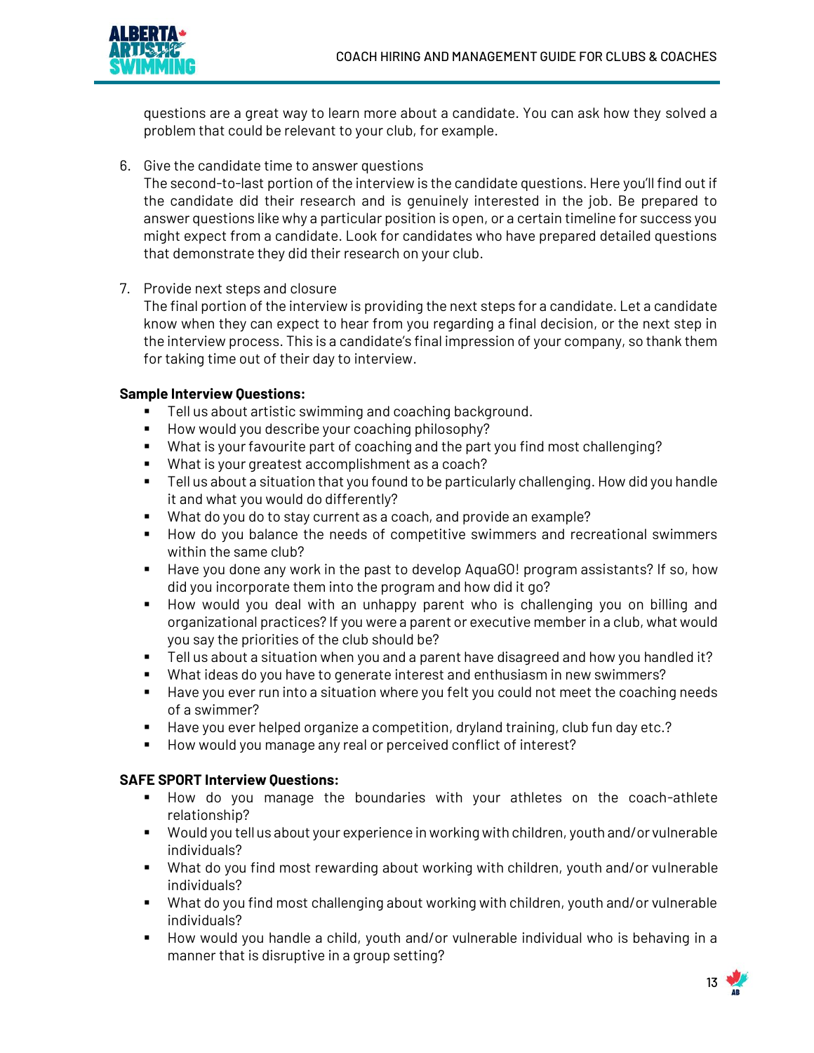questions are a great way to learn more about a candidate. You can ask how they solved a problem that could be relevant to your club, for example.

6. Give the candidate time to answer questions
   The second-to-last portion of the interview is the candidate questions. Here you'll find out if the candidate did their research and is genuinely interested in the job. Be prepared to answer questions like why a particular position is open, or a certain timeline for success you might expect from a candidate. Look for candidates who have prepared detailed questions that demonstrate they did their research on your club.

7. Provide next steps and closure
   The final portion of the interview is providing the next steps for a candidate. Let a candidate know when they can expect to hear from you regarding a final decision, or the next step in the interview process. This is a candidate's final impression of your company, so thank them for taking time out of their day to interview.

**Sample Interview Questions:**

- Tell us about artistic swimming and coaching background.
- How would you describe your coaching philosophy?
- What is your favourite part of coaching and the part you find most challenging?
- What is your greatest accomplishment as a coach?
- Tell us about a situation that you found to be particularly challenging. How did you handle it and what you would do differently?
- What do you do to stay current as a coach, and provide an example?
- How do you balance the needs of competitive swimmers and recreational swimmers within the same club?
- Have you done any work in the past to develop AquaGO! program assistants? If so, how did you incorporate them into the program and how did it go?
- How would you deal with an unhappy parent who is challenging you on billing and organizational practices? If you were a parent or executive member in a club, what would you say the priorities of the club should be?
- Tell us about a situation when you and a parent have disagreed and how you handled it?
- What ideas do you have to generate interest and enthusiasm in new swimmers?
- Have you ever run into a situation where you felt you could not meet the coaching needs of a swimmer?
- Have you ever helped organize a competition, dryland training, club fun day etc.?
- How would you manage any real or perceived conflict of interest?

**SAFE SPORT Interview Questions:**

- How do you manage the boundaries with your athletes on the coach-athlete relationship?
- Would you tell us about your experience in working with children, youth and/or vulnerable individuals?
- What do you find most rewarding about working with children, youth and/or vulnerable individuals?
- What do you find most challenging about working with children, youth and/or vulnerable individuals?
- How would you handle a child, youth and/or vulnerable individual who is behaving in a manner that is disruptive in a group setting?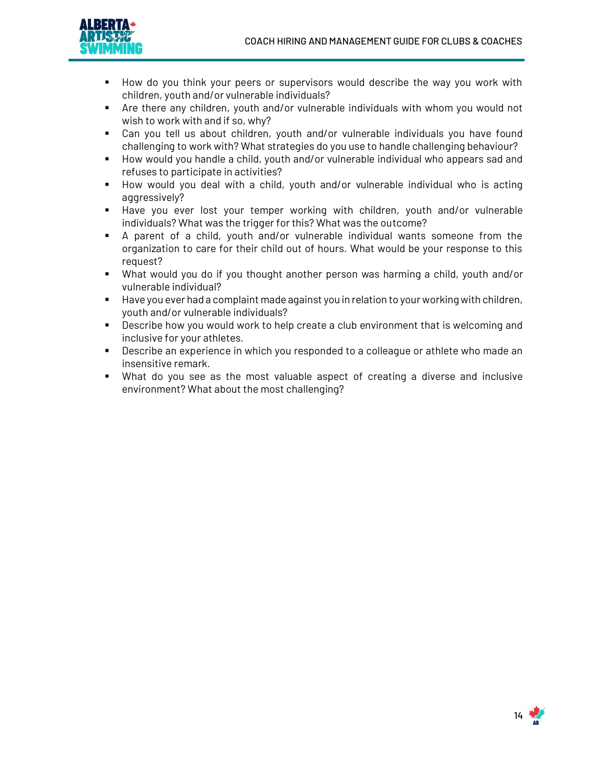- How do you think your peers or supervisors would describe the way you work with children, youth and/or vulnerable individuals?
- Are there any children, youth and/or vulnerable individuals with whom you would not wish to work with and if so, why?
- Can you tell us about children, youth and/or vulnerable individuals you have found challenging to work with? What strategies do you use to handle challenging behaviour?
- How would you handle a child, youth and/or vulnerable individual who appears sad and refuses to participate in activities?
- How would you deal with a child, youth and/or vulnerable individual who is acting aggressively?
- Have you ever lost your temper working with children, youth and/or vulnerable individuals? What was the trigger for this? What was the outcome?
- A parent of a child, youth and/or vulnerable individual wants someone from the organization to care for their child out of hours. What would be your response to this request?
- What would you do if you thought another person was harming a child, youth and/or vulnerable individual?
- Have you ever had a complaint made against you in relation to your working with children, youth and/or vulnerable individuals?
- Describe how you would work to help create a club environment that is welcoming and inclusive for your athletes.
- Describe an experience in which you responded to a colleague or athlete who made an insensitive remark.
- What do you see as the most valuable aspect of creating a diverse and inclusive environment? What about the most challenging?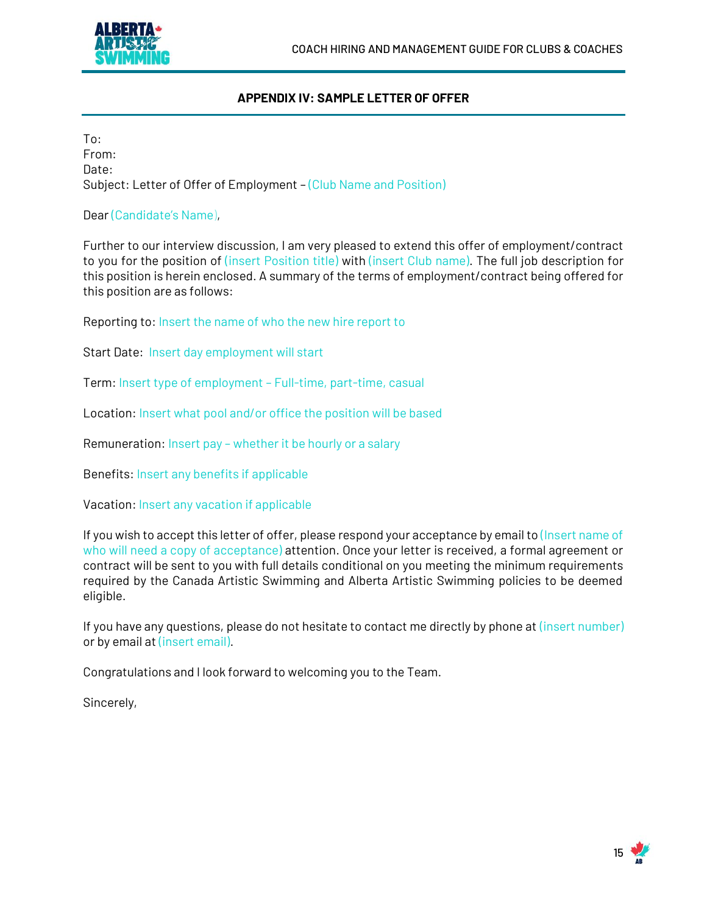## APPENDIX IV: SAMPLE LETTER OF OFFER

To:
From:
Date:
Subject: Letter of Offer of Employment – (Club Name and Position)

Dear (Candidate's Name),

Further to our interview discussion, I am very pleased to extend this offer of employment/contract to you for the position of (insert Position title) with (insert Club name). The full job description for this position is herein enclosed. A summary of the terms of employment/contract being offered for this position are as follows:

Reporting to: Insert the name of who the new hire report to

Start Date: Insert day employment will start

Term: Insert type of employment – Full-time, part-time, casual

Location: Insert what pool and/or office the position will be based

Remuneration: Insert pay – whether it be hourly or a salary

Benefits: Insert any benefits if applicable

Vacation: Insert any vacation if applicable

If you wish to accept this letter of offer, please respond your acceptance by email to (Insert name of who will need a copy of acceptance) attention. Once your letter is received, a formal agreement or contract will be sent to you with full details conditional on you meeting the minimum requirements required by the Canada Artistic Swimming and Alberta Artistic Swimming policies to be deemed eligible.

If you have any questions, please do not hesitate to contact me directly by phone at (insert number) or by email at (insert email).

Congratulations and I look forward to welcoming you to the Team.

Sincerely,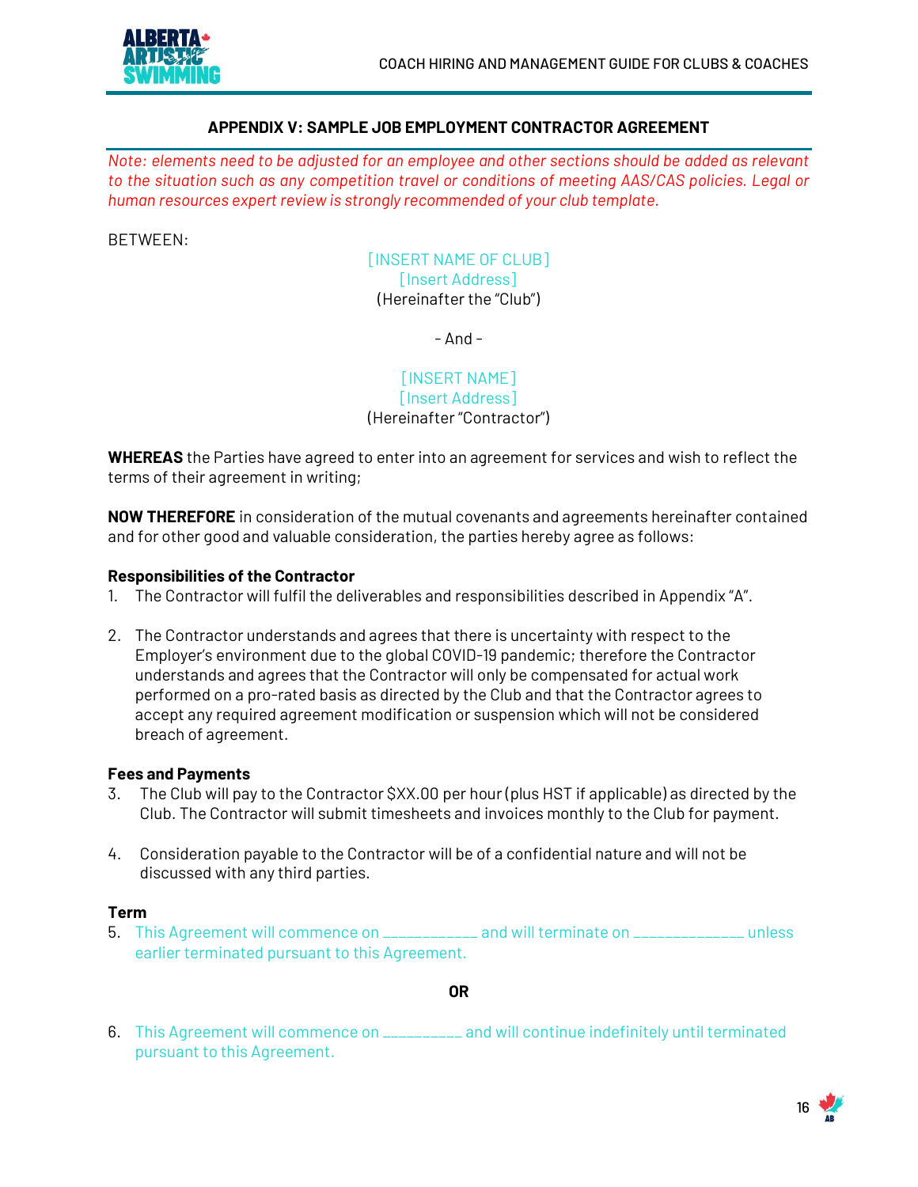## APPENDIX V: SAMPLE JOB EMPLOYMENT CONTRACTOR AGREEMENT

*Note: elements need to be adjusted for an employee and other sections should be added as relevant to the situation such as any competition travel or conditions of meeting AAS/CAS policies. Legal or human resources expert review is strongly recommended of your club template.*

BETWEEN:

[INSERT NAME OF CLUB]
[Insert Address]
(Hereinafter the "Club")

- And -

[INSERT NAME]
[Insert Address]
(Hereinafter "Contractor")

**WHEREAS** the Parties have agreed to enter into an agreement for services and wish to reflect the terms of their agreement in writing;

**NOW THEREFORE** in consideration of the mutual covenants and agreements hereinafter contained and for other good and valuable consideration, the parties hereby agree as follows:

**Responsibilities of the Contractor**

1. The Contractor will fulfil the deliverables and responsibilities described in Appendix "A".

2. The Contractor understands and agrees that there is uncertainty with respect to the Employer's environment due to the global COVID-19 pandemic; therefore the Contractor understands and agrees that the Contractor will only be compensated for actual work performed on a pro-rated basis as directed by the Club and that the Contractor agrees to accept any required agreement modification or suspension which will not be considered breach of agreement.

**Fees and Payments**

3. The Club will pay to the Contractor $XX.00 per hour (plus HST if applicable) as directed by the Club. The Contractor will submit timesheets and invoices monthly to the Club for payment.

4. Consideration payable to the Contractor will be of a confidential nature and will not be discussed with any third parties.

**Term**

5. This Agreement will commence on ___________ and will terminate on _____________ unless earlier terminated pursuant to this Agreement.

**OR**

6. This Agreement will commence on _________ and will continue indefinitely until terminated pursuant to this Agreement.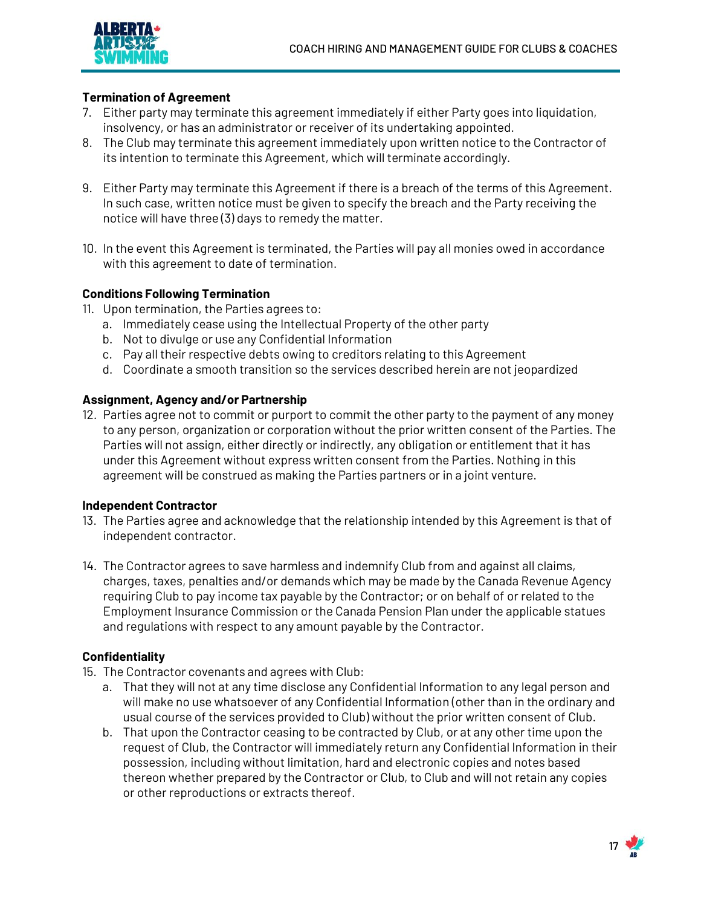**Termination of Agreement**

7. Either party may terminate this agreement immediately if either Party goes into liquidation, insolvency, or has an administrator or receiver of its undertaking appointed.
8. The Club may terminate this agreement immediately upon written notice to the Contractor of its intention to terminate this Agreement, which will terminate accordingly.
9. Either Party may terminate this Agreement if there is a breach of the terms of this Agreement. In such case, written notice must be given to specify the breach and the Party receiving the notice will have three (3) days to remedy the matter.
10. In the event this Agreement is terminated, the Parties will pay all monies owed in accordance with this agreement to date of termination.

**Conditions Following Termination**

11. Upon termination, the Parties agrees to:
    a. Immediately cease using the Intellectual Property of the other party
    b. Not to divulge or use any Confidential Information
    c. Pay all their respective debts owing to creditors relating to this Agreement
    d. Coordinate a smooth transition so the services described herein are not jeopardized

**Assignment, Agency and/or Partnership**

12. Parties agree not to commit or purport to commit the other party to the payment of any money to any person, organization or corporation without the prior written consent of the Parties. The Parties will not assign, either directly or indirectly, any obligation or entitlement that it has under this Agreement without express written consent from the Parties. Nothing in this agreement will be construed as making the Parties partners or in a joint venture.

**Independent Contractor**

13. The Parties agree and acknowledge that the relationship intended by this Agreement is that of independent contractor.
14. The Contractor agrees to save harmless and indemnify Club from and against all claims, charges, taxes, penalties and/or demands which may be made by the Canada Revenue Agency requiring Club to pay income tax payable by the Contractor; or on behalf of or related to the Employment Insurance Commission or the Canada Pension Plan under the applicable statues and regulations with respect to any amount payable by the Contractor.

**Confidentiality**

15. The Contractor covenants and agrees with Club:
    a. That they will not at any time disclose any Confidential Information to any legal person and will make no use whatsoever of any Confidential Information (other than in the ordinary and usual course of the services provided to Club) without the prior written consent of Club.
    b. That upon the Contractor ceasing to be contracted by Club, or at any other time upon the request of Club, the Contractor will immediately return any Confidential Information in their possession, including without limitation, hard and electronic copies and notes based thereon whether prepared by the Contractor or Club, to Club and will not retain any copies or other reproductions or extracts thereof.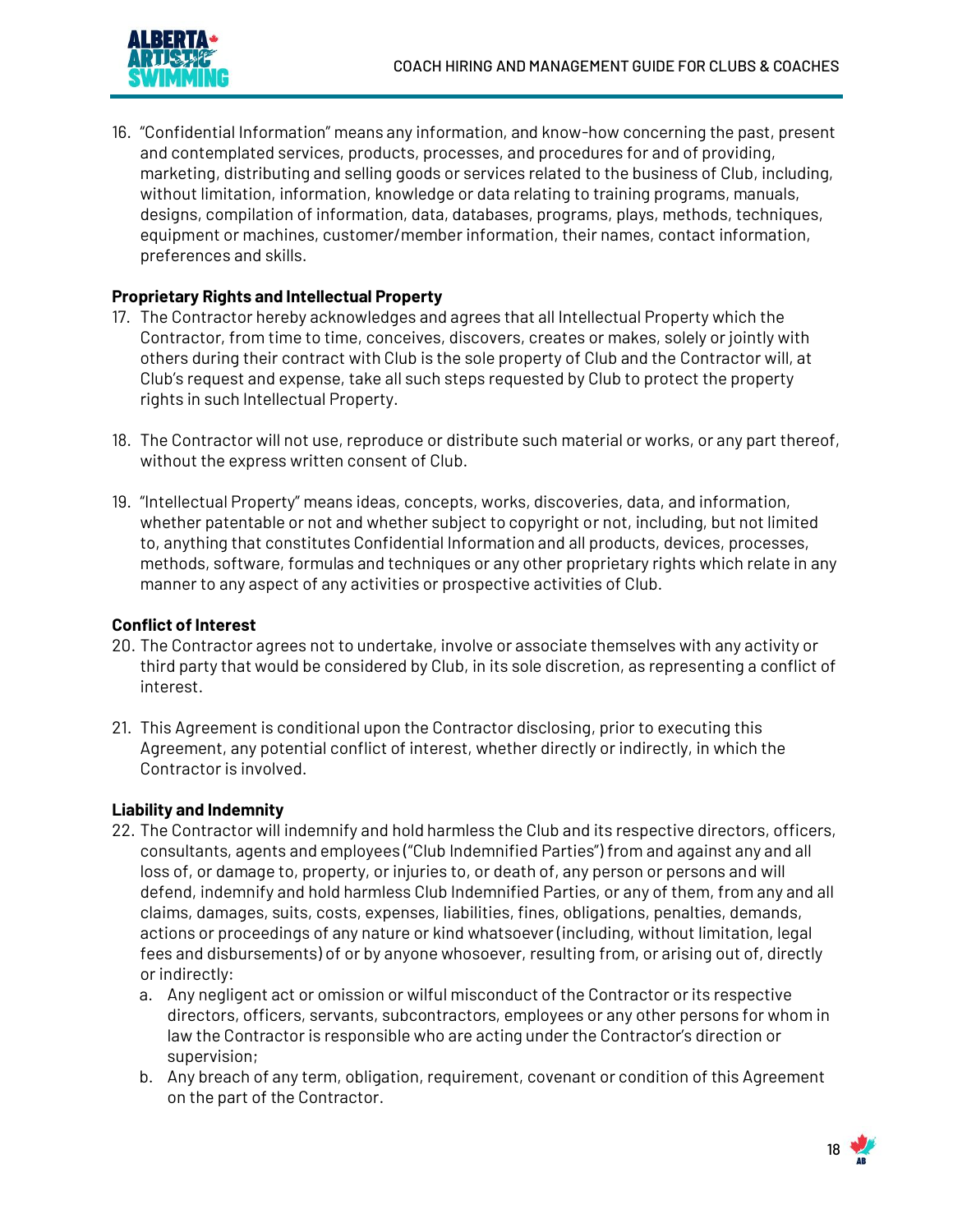16. "Confidential Information" means any information, and know-how concerning the past, present and contemplated services, products, processes, and procedures for and of providing, marketing, distributing and selling goods or services related to the business of Club, including, without limitation, information, knowledge or data relating to training programs, manuals, designs, compilation of information, data, databases, programs, plays, methods, techniques, equipment or machines, customer/member information, their names, contact information, preferences and skills.

**Proprietary Rights and Intellectual Property**

17. The Contractor hereby acknowledges and agrees that all Intellectual Property which the Contractor, from time to time, conceives, discovers, creates or makes, solely or jointly with others during their contract with Club is the sole property of Club and the Contractor will, at Club's request and expense, take all such steps requested by Club to protect the property rights in such Intellectual Property.

18. The Contractor will not use, reproduce or distribute such material or works, or any part thereof, without the express written consent of Club.

19. "Intellectual Property" means ideas, concepts, works, discoveries, data, and information, whether patentable or not and whether subject to copyright or not, including, but not limited to, anything that constitutes Confidential Information and all products, devices, processes, methods, software, formulas and techniques or any other proprietary rights which relate in any manner to any aspect of any activities or prospective activities of Club.

**Conflict of Interest**

20. The Contractor agrees not to undertake, involve or associate themselves with any activity or third party that would be considered by Club, in its sole discretion, as representing a conflict of interest.

21. This Agreement is conditional upon the Contractor disclosing, prior to executing this Agreement, any potential conflict of interest, whether directly or indirectly, in which the Contractor is involved.

**Liability and Indemnity**

22. The Contractor will indemnify and hold harmless the Club and its respective directors, officers, consultants, agents and employees ("Club Indemnified Parties") from and against any and all loss of, or damage to, property, or injuries to, or death of, any person or persons and will defend, indemnify and hold harmless Club Indemnified Parties, or any of them, from any and all claims, damages, suits, costs, expenses, liabilities, fines, obligations, penalties, demands, actions or proceedings of any nature or kind whatsoever (including, without limitation, legal fees and disbursements) of or by anyone whosoever, resulting from, or arising out of, directly or indirectly:
    a. Any negligent act or omission or wilful misconduct of the Contractor or its respective directors, officers, servants, subcontractors, employees or any other persons for whom in law the Contractor is responsible who are acting under the Contractor's direction or supervision;
    b. Any breach of any term, obligation, requirement, covenant or condition of this Agreement on the part of the Contractor.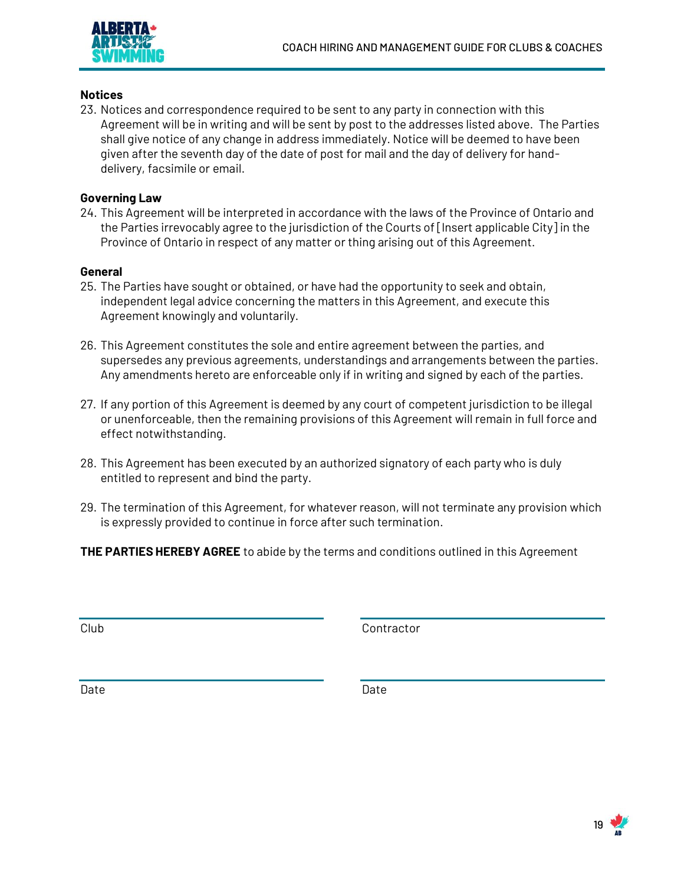**Notices**

23. Notices and correspondence required to be sent to any party in connection with this Agreement will be in writing and will be sent by post to the addresses listed above. The Parties shall give notice of any change in address immediately. Notice will be deemed to have been given after the seventh day of the date of post for mail and the day of delivery for hand-delivery, facsimile or email.

**Governing Law**

24. This Agreement will be interpreted in accordance with the laws of the Province of Ontario and the Parties irrevocably agree to the jurisdiction of the Courts of [Insert applicable City] in the Province of Ontario in respect of any matter or thing arising out of this Agreement.

**General**

25. The Parties have sought or obtained, or have had the opportunity to seek and obtain, independent legal advice concerning the matters in this Agreement, and execute this Agreement knowingly and voluntarily.

26. This Agreement constitutes the sole and entire agreement between the parties, and supersedes any previous agreements, understandings and arrangements between the parties. Any amendments hereto are enforceable only if in writing and signed by each of the parties.

27. If any portion of this Agreement is deemed by any court of competent jurisdiction to be illegal or unenforceable, then the remaining provisions of this Agreement will remain in full force and effect notwithstanding.

28. This Agreement has been executed by an authorized signatory of each party who is duly entitled to represent and bind the party.

29. The termination of this Agreement, for whatever reason, will not terminate any provision which is expressly provided to continue in force after such termination.

**THE PARTIES HEREBY AGREE** to abide by the terms and conditions outlined in this Agreement

| | |
|---|---|
| Club | Contractor |
| Date | Date |